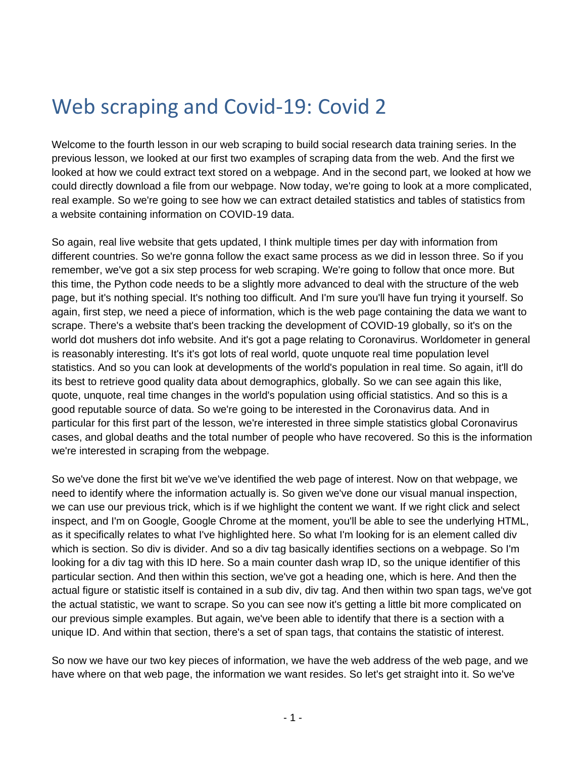# Web scraping and Covid-19: Covid 2

Welcome to the fourth lesson in our web scraping to build social research data training series. In the previous lesson, we looked at our first two examples of scraping data from the web. And the first we looked at how we could extract text stored on a webpage. And in the second part, we looked at how we could directly download a file from our webpage. Now today, we're going to look at a more complicated, real example. So we're going to see how we can extract detailed statistics and tables of statistics from a website containing information on COVID-19 data.

So again, real live website that gets updated, I think multiple times per day with information from different countries. So we're gonna follow the exact same process as we did in lesson three. So if you remember, we've got a six step process for web scraping. We're going to follow that once more. But this time, the Python code needs to be a slightly more advanced to deal with the structure of the web page, but it's nothing special. It's nothing too difficult. And I'm sure you'll have fun trying it yourself. So again, first step, we need a piece of information, which is the web page containing the data we want to scrape. There's a website that's been tracking the development of COVID-19 globally, so it's on the world dot mushers dot info website. And it's got a page relating to Coronavirus. Worldometer in general is reasonably interesting. It's it's got lots of real world, quote unquote real time population level statistics. And so you can look at developments of the world's population in real time. So again, it'll do its best to retrieve good quality data about demographics, globally. So we can see again this like, quote, unquote, real time changes in the world's population using official statistics. And so this is a good reputable source of data. So we're going to be interested in the Coronavirus data. And in particular for this first part of the lesson, we're interested in three simple statistics global Coronavirus cases, and global deaths and the total number of people who have recovered. So this is the information we're interested in scraping from the webpage.

So we've done the first bit we've we've identified the web page of interest. Now on that webpage, we need to identify where the information actually is. So given we've done our visual manual inspection, we can use our previous trick, which is if we highlight the content we want. If we right click and select inspect, and I'm on Google, Google Chrome at the moment, you'll be able to see the underlying HTML, as it specifically relates to what I've highlighted here. So what I'm looking for is an element called div which is section. So div is divider. And so a div tag basically identifies sections on a webpage. So I'm looking for a div tag with this ID here. So a main counter dash wrap ID, so the unique identifier of this particular section. And then within this section, we've got a heading one, which is here. And then the actual figure or statistic itself is contained in a sub div, div tag. And then within two span tags, we've got the actual statistic, we want to scrape. So you can see now it's getting a little bit more complicated on our previous simple examples. But again, we've been able to identify that there is a section with a unique ID. And within that section, there's a set of span tags, that contains the statistic of interest.

So now we have our two key pieces of information, we have the web address of the web page, and we have where on that web page, the information we want resides. So let's get straight into it. So we've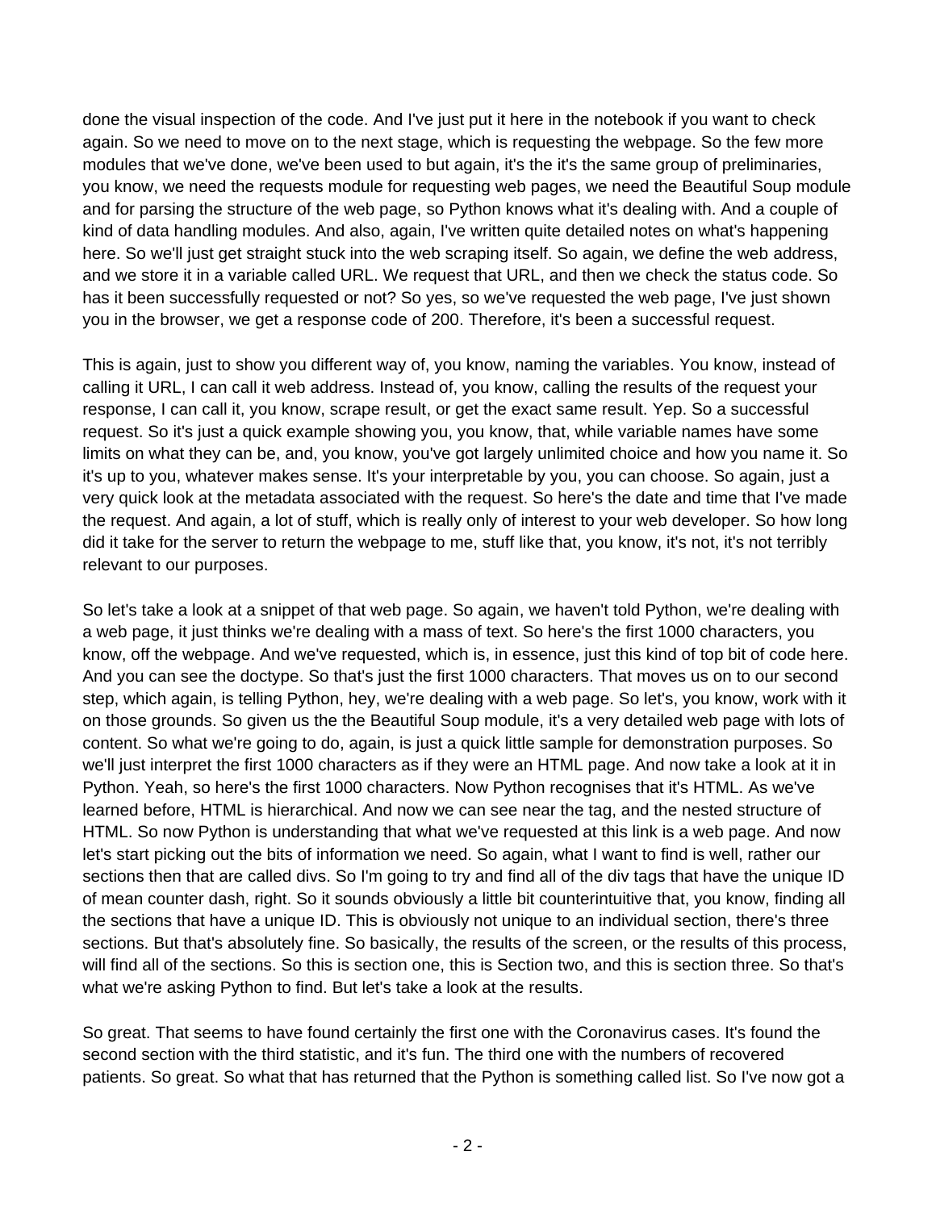done the visual inspection of the code. And I've just put it here in the notebook if you want to check again. So we need to move on to the next stage, which is requesting the webpage. So the few more modules that we've done, we've been used to but again, it's the it's the same group of preliminaries, you know, we need the requests module for requesting web pages, we need the Beautiful Soup module and for parsing the structure of the web page, so Python knows what it's dealing with. And a couple of kind of data handling modules. And also, again, I've written quite detailed notes on what's happening here. So we'll just get straight stuck into the web scraping itself. So again, we define the web address, and we store it in a variable called URL. We request that URL, and then we check the status code. So has it been successfully requested or not? So yes, so we've requested the web page, I've just shown you in the browser, we get a response code of 200. Therefore, it's been a successful request.

This is again, just to show you different way of, you know, naming the variables. You know, instead of calling it URL, I can call it web address. Instead of, you know, calling the results of the request your response, I can call it, you know, scrape result, or get the exact same result. Yep. So a successful request. So it's just a quick example showing you, you know, that, while variable names have some limits on what they can be, and, you know, you've got largely unlimited choice and how you name it. So it's up to you, whatever makes sense. It's your interpretable by you, you can choose. So again, just a very quick look at the metadata associated with the request. So here's the date and time that I've made the request. And again, a lot of stuff, which is really only of interest to your web developer. So how long did it take for the server to return the webpage to me, stuff like that, you know, it's not, it's not terribly relevant to our purposes.

So let's take a look at a snippet of that web page. So again, we haven't told Python, we're dealing with a web page, it just thinks we're dealing with a mass of text. So here's the first 1000 characters, you know, off the webpage. And we've requested, which is, in essence, just this kind of top bit of code here. And you can see the doctype. So that's just the first 1000 characters. That moves us on to our second step, which again, is telling Python, hey, we're dealing with a web page. So let's, you know, work with it on those grounds. So given us the the Beautiful Soup module, it's a very detailed web page with lots of content. So what we're going to do, again, is just a quick little sample for demonstration purposes. So we'll just interpret the first 1000 characters as if they were an HTML page. And now take a look at it in Python. Yeah, so here's the first 1000 characters. Now Python recognises that it's HTML. As we've learned before, HTML is hierarchical. And now we can see near the tag, and the nested structure of HTML. So now Python is understanding that what we've requested at this link is a web page. And now let's start picking out the bits of information we need. So again, what I want to find is well, rather our sections then that are called divs. So I'm going to try and find all of the div tags that have the unique ID of mean counter dash, right. So it sounds obviously a little bit counterintuitive that, you know, finding all the sections that have a unique ID. This is obviously not unique to an individual section, there's three sections. But that's absolutely fine. So basically, the results of the screen, or the results of this process, will find all of the sections. So this is section one, this is Section two, and this is section three. So that's what we're asking Python to find. But let's take a look at the results.

So great. That seems to have found certainly the first one with the Coronavirus cases. It's found the second section with the third statistic, and it's fun. The third one with the numbers of recovered patients. So great. So what that has returned that the Python is something called list. So I've now got a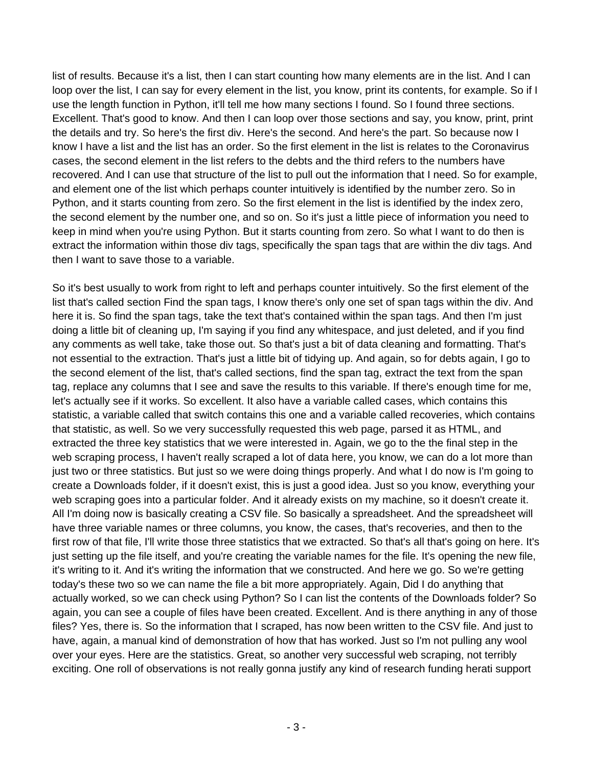list of results. Because it's a list, then I can start counting how many elements are in the list. And I can loop over the list, I can say for every element in the list, you know, print its contents, for example. So if I use the length function in Python, it'll tell me how many sections I found. So I found three sections. Excellent. That's good to know. And then I can loop over those sections and say, you know, print, print the details and try. So here's the first div. Here's the second. And here's the part. So because now I know I have a list and the list has an order. So the first element in the list is relates to the Coronavirus cases, the second element in the list refers to the debts and the third refers to the numbers have recovered. And I can use that structure of the list to pull out the information that I need. So for example, and element one of the list which perhaps counter intuitively is identified by the number zero. So in Python, and it starts counting from zero. So the first element in the list is identified by the index zero, the second element by the number one, and so on. So it's just a little piece of information you need to keep in mind when you're using Python. But it starts counting from zero. So what I want to do then is extract the information within those div tags, specifically the span tags that are within the div tags. And then I want to save those to a variable.

So it's best usually to work from right to left and perhaps counter intuitively. So the first element of the list that's called section Find the span tags, I know there's only one set of span tags within the div. And here it is. So find the span tags, take the text that's contained within the span tags. And then I'm just doing a little bit of cleaning up, I'm saying if you find any whitespace, and just deleted, and if you find any comments as well take, take those out. So that's just a bit of data cleaning and formatting. That's not essential to the extraction. That's just a little bit of tidying up. And again, so for debts again, I go to the second element of the list, that's called sections, find the span tag, extract the text from the span tag, replace any columns that I see and save the results to this variable. If there's enough time for me, let's actually see if it works. So excellent. It also have a variable called cases, which contains this statistic, a variable called that switch contains this one and a variable called recoveries, which contains that statistic, as well. So we very successfully requested this web page, parsed it as HTML, and extracted the three key statistics that we were interested in. Again, we go to the the final step in the web scraping process, I haven't really scraped a lot of data here, you know, we can do a lot more than just two or three statistics. But just so we were doing things properly. And what I do now is I'm going to create a Downloads folder, if it doesn't exist, this is just a good idea. Just so you know, everything your web scraping goes into a particular folder. And it already exists on my machine, so it doesn't create it. All I'm doing now is basically creating a CSV file. So basically a spreadsheet. And the spreadsheet will have three variable names or three columns, you know, the cases, that's recoveries, and then to the first row of that file, I'll write those three statistics that we extracted. So that's all that's going on here. It's just setting up the file itself, and you're creating the variable names for the file. It's opening the new file, it's writing to it. And it's writing the information that we constructed. And here we go. So we're getting today's these two so we can name the file a bit more appropriately. Again, Did I do anything that actually worked, so we can check using Python? So I can list the contents of the Downloads folder? So again, you can see a couple of files have been created. Excellent. And is there anything in any of those files? Yes, there is. So the information that I scraped, has now been written to the CSV file. And just to have, again, a manual kind of demonstration of how that has worked. Just so I'm not pulling any wool over your eyes. Here are the statistics. Great, so another very successful web scraping, not terribly exciting. One roll of observations is not really gonna justify any kind of research funding herati support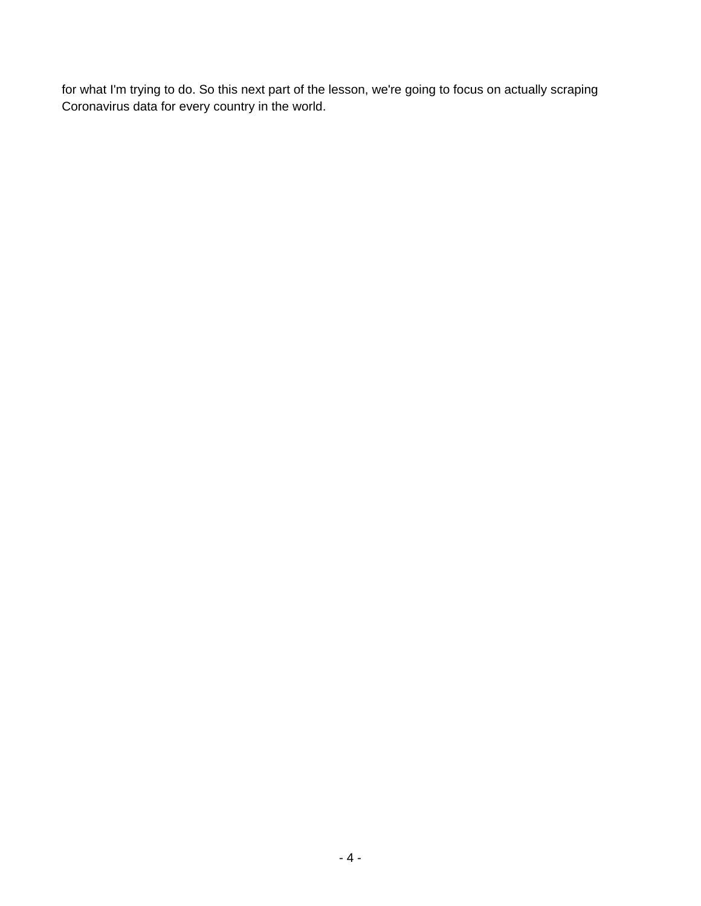for what I'm trying to do. So this next part of the lesson, we're going to focus on actually scraping Coronavirus data for every country in the world.